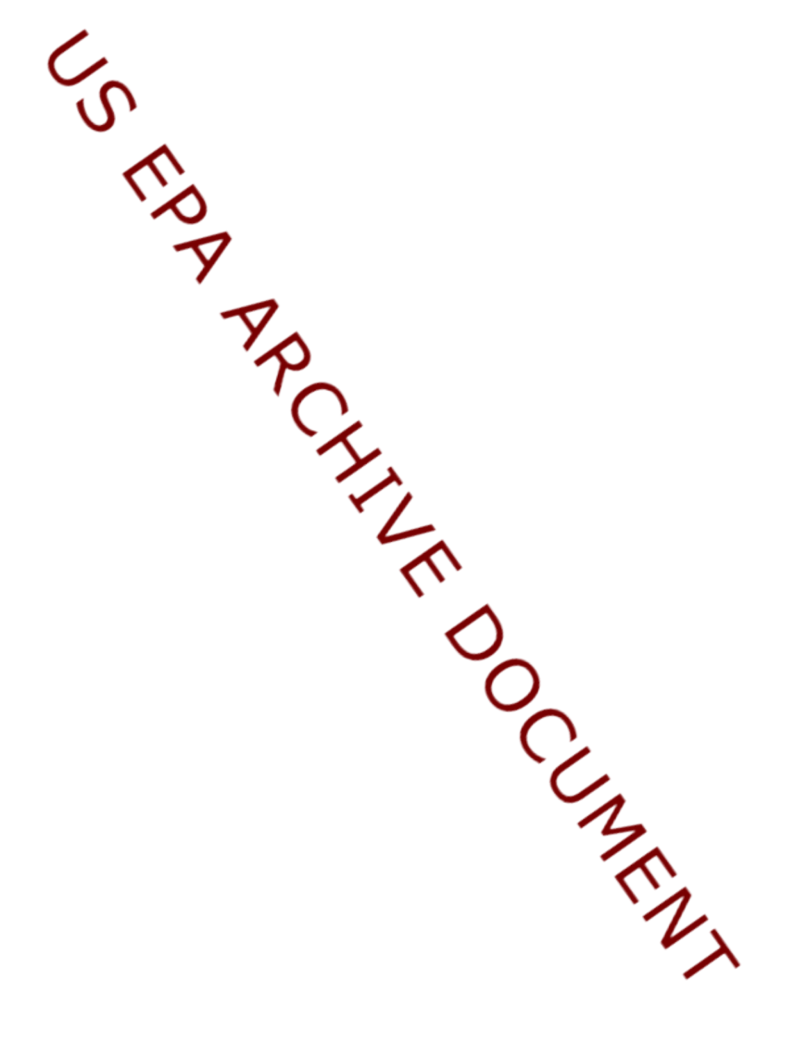US EPA ARCHIVE DOCUMENT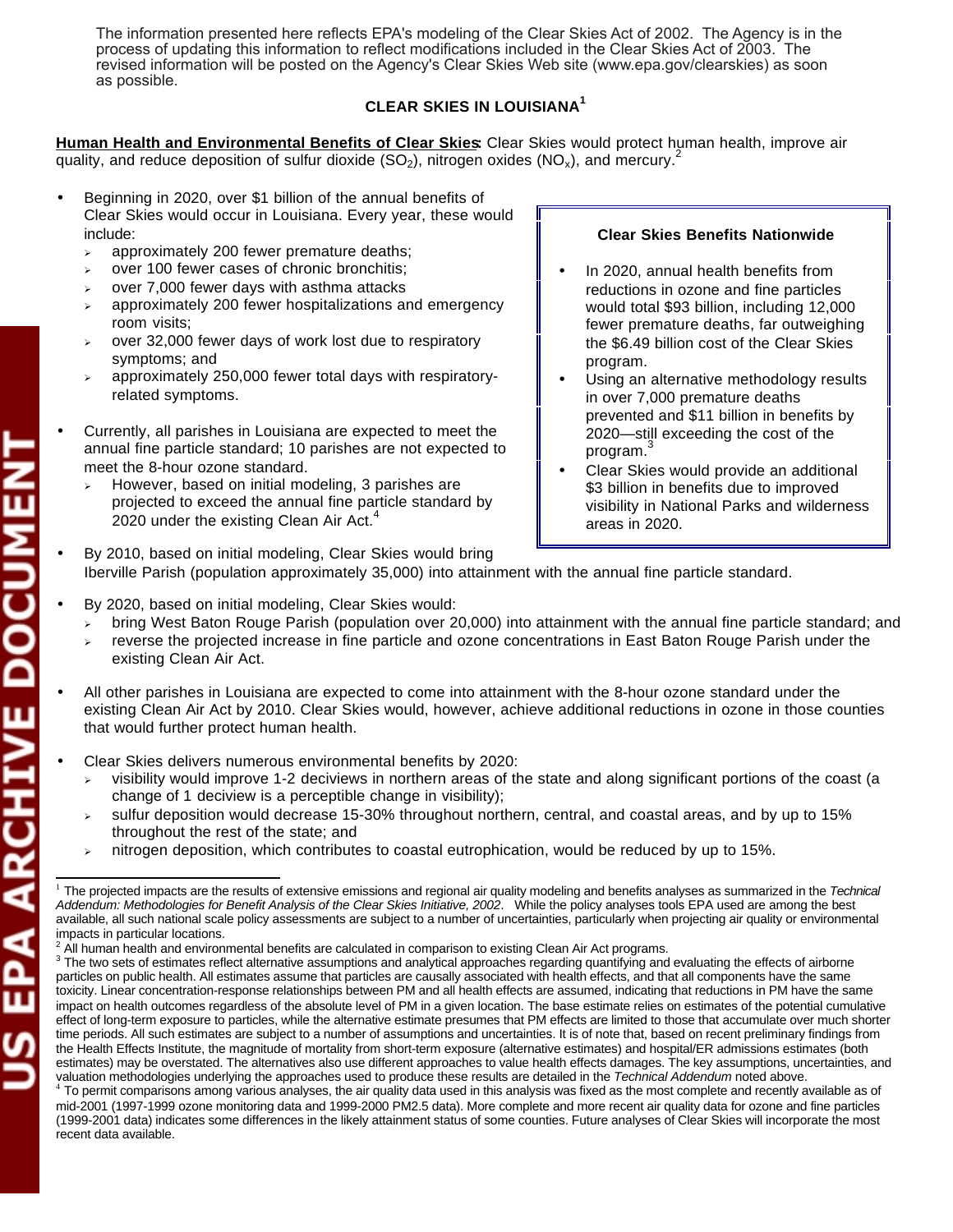The information presented here reflects EPA's modeling of the Clear Skies Act of 2002. The Agency is in the process of updating this information to reflect modifications included in the Clear Skies Act of 2003. The revised information will be posted on the Agency's Clear Skies Web site (www.epa.gov/clearskies) as soon as possible.

## CLEAR SKIES IN LOUISIANA[1]

**Human Health and Environmental Benefits of Clear Skies:** Clear Skies would protect human health, improve air quality, and reduce deposition of sulfur dioxide ($SO_2$), nitrogen oxides ($NO_x$), and mercury.[2]

- Beginning in 2020, over $1 billion of the annual benefits of Clear Skies would occur in Louisiana. Every year, these would include:
  - approximately 200 fewer premature deaths;
  - over 100 fewer cases of chronic bronchitis;
  - over 7,000 fewer days with asthma attacks
  - approximately 200 fewer hospitalizations and emergency room visits;
  - over 32,000 fewer days of work lost due to respiratory symptoms; and
  - approximately 250,000 fewer total days with respiratory-related symptoms.

- Currently, all parishes in Louisiana are expected to meet the annual fine particle standard; 10 parishes are not expected to meet the 8-hour ozone standard.
  - However, based on initial modeling, 3 parishes are projected to exceed the annual fine particle standard by 2020 under the existing Clean Air Act.[4]

- By 2010, based on initial modeling, Clear Skies would bring Iberville Parish (population approximately 35,000) into attainment with the annual fine particle standard.

- By 2020, based on initial modeling, Clear Skies would:
  - bring West Baton Rouge Parish (population over 20,000) into attainment with the annual fine particle standard; and
  - reverse the projected increase in fine particle and ozone concentrations in East Baton Rouge Parish under the existing Clean Air Act.

- All other parishes in Louisiana are expected to come into attainment with the 8-hour ozone standard under the existing Clean Air Act by 2010. Clear Skies would, however, achieve additional reductions in ozone in those counties that would further protect human health.

- Clear Skies delivers numerous environmental benefits by 2020:
  - visibility would improve 1-2 deciviews in northern areas of the state and along significant portions of the coast (a change of 1 deciview is a perceptible change in visibility);
  - sulfur deposition would decrease 15-30% throughout northern, central, and coastal areas, and by up to 15% throughout the rest of the state; and
  - nitrogen deposition, which contributes to coastal eutrophication, would be reduced by up to 15%.

### Clear Skies Benefits Nationwide

- In 2020, annual health benefits from reductions in ozone and fine particles would total $93 billion, including 12,000 fewer premature deaths, far outweighing the $6.49 billion cost of the Clear Skies program.
- Using an alternative methodology results in over 7,000 premature deaths prevented and $11 billion in benefits by 2020—still exceeding the cost of the program.[3]
- Clear Skies would provide an additional $3 billion in benefits due to improved visibility in National Parks and wilderness areas in 2020.

---

[1] The projected impacts are the results of extensive emissions and regional air quality modeling and benefits analyses as summarized in the *Technical Addendum: Methodologies for Benefit Analysis of the Clear Skies Initiative, 2002*. While the policy analyses tools EPA used are among the best available, all such national scale policy assessments are subject to a number of uncertainties, particularly when projecting air quality or environmental impacts in particular locations.

[2] All human health and environmental benefits are calculated in comparison to existing Clean Air Act programs.

[3] The two sets of estimates reflect alternative assumptions and analytical approaches regarding quantifying and evaluating the effects of airborne particles on public health. All estimates assume that particles are causally associated with health effects, and that all components have the same toxicity. Linear concentration-response relationships between PM and all health effects are assumed, indicating that reductions in PM have the same impact on health outcomes regardless of the absolute level of PM in a given location. The base estimate relies on estimates of the potential cumulative effect of long-term exposure to particles, while the alternative estimate presumes that PM effects are limited to those that accumulate over much shorter time periods. All such estimates are subject to a number of assumptions and uncertainties. It is of note that, based on recent preliminary findings from the Health Effects Institute, the magnitude of mortality from short-term exposure (alternative estimates) and hospital/ER admissions estimates (both estimates) may be overstated. The alternatives also use different approaches to value health effects damages. The key assumptions, uncertainties, and valuation methodologies underlying the approaches used to produce these results are detailed in the *Technical Addendum* noted above.

[4] To permit comparisons among various analyses, the air quality data used in this analysis was fixed as the most complete and recently available as of mid-2001 (1997-1999 ozone monitoring data and 1999-2000 PM2.5 data). More complete and more recent air quality data for ozone and fine particles (1999-2001 data) indicates some differences in the likely attainment status of some counties. Future analyses of Clear Skies will incorporate the most recent data available.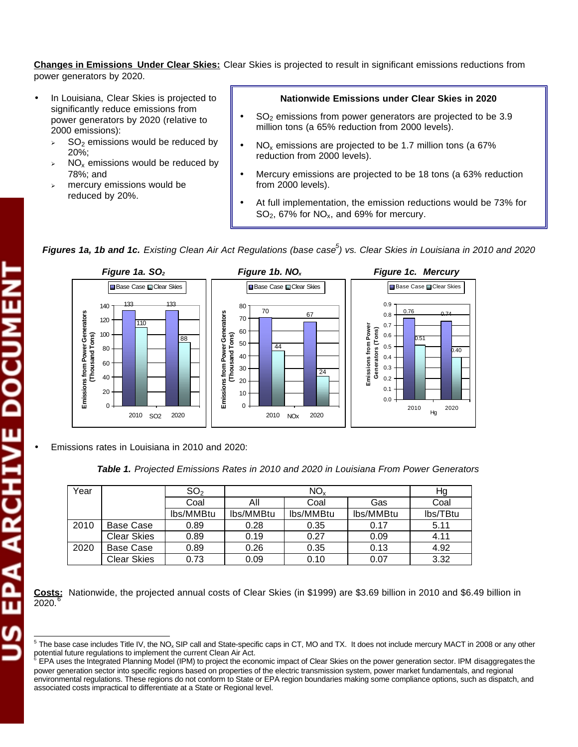**Changes in Emissions Under Clear Skies:** Clear Skies is projected to result in significant emissions reductions from power generators by 2020.

- In Louisiana, Clear Skies is projected to significantly reduce emissions from power generators by 2020 (relative to 2000 emissions):
  - $SO_2$ emissions would be reduced by 20%;
  - $NO_x$ emissions would be reduced by 78%; and
  - mercury emissions would be reduced by 20%.

**Nationwide Emissions under Clear Skies in 2020**

- $SO_2$ emissions from power generators are projected to be 3.9 million tons (a 65% reduction from 2000 levels).
- $NO_x$ emissions are projected to be 1.7 million tons (a 67% reduction from 2000 levels).
- Mercury emissions are projected to be 18 tons (a 63% reduction from 2000 levels).
- At full implementation, the emission reductions would be 73% for $SO_2$, 67% for $NO_x$, and 69% for mercury.

***Figures 1a, 1b and 1c.*** *Existing Clean Air Act Regulations (base case[5]) vs. Clear Skies in Louisiana in 2010 and 2020*

***Figure 1a. $SO_2$***

Emissions from Power Generators (Thousand Tons)

| SO2 | Base Case | Clear Skies |
|---|---|---|
| 2010 | 133 | 110 |
| 2020 | 133 | 88 |

***Figure 1b. $NO_x$***

Emissions from Power Generators (Thousand Tons)

| NOx | Base Case | Clear Skies |
|---|---|---|
| 2010 | 70 | 44 |
| 2020 | 67 | 24 |

***Figure 1c. Mercury***

Emissions from Power Generators (Tons)

| Hg | Base Case | Clear Skies |
|---|---|---|
| 2010 | 0.76 | 0.51 |
| 2020 | 0.74 | 0.40 |

- Emissions rates in Louisiana in 2010 and 2020:

***Table 1.*** *Projected Emissions Rates in 2010 and 2020 in Louisiana From Power Generators*

| Year | | $SO_2$ | $NO_x$ | | | Hg |
|---|---|---|---|---|---|---|
| | | Coal | All | Coal | Gas | Coal |
| | | lbs/MMBtu | lbs/MMBtu | lbs/MMBtu | lbs/MMBtu | lbs/TBtu |
| 2010 | Base Case | 0.89 | 0.28 | 0.35 | 0.17 | 5.11 |
| | Clear Skies | 0.89 | 0.19 | 0.27 | 0.09 | 4.11 |
| 2020 | Base Case | 0.89 | 0.26 | 0.35 | 0.13 | 4.92 |
| | Clear Skies | 0.73 | 0.09 | 0.10 | 0.07 | 3.32 |

**Costs:** Nationwide, the projected annual costs of Clear Skies (in $1999) are $3.69 billion in 2010 and $6.49 billion in 2020.[6]

---

[5] The base case includes Title IV, the $NO_x$ SIP call and State-specific caps in CT, MO and TX. It does not include mercury MACT in 2008 or any other potential future regulations to implement the current Clean Air Act.

[6] EPA uses the Integrated Planning Model (IPM) to project the economic impact of Clear Skies on the power generation sector. IPM disaggregates the power generation sector into specific regions based on properties of the electric transmission system, power market fundamentals, and regional environmental regulations. These regions do not conform to State or EPA region boundaries making some compliance options, such as dispatch, and associated costs impractical to differentiate at a State or Regional level.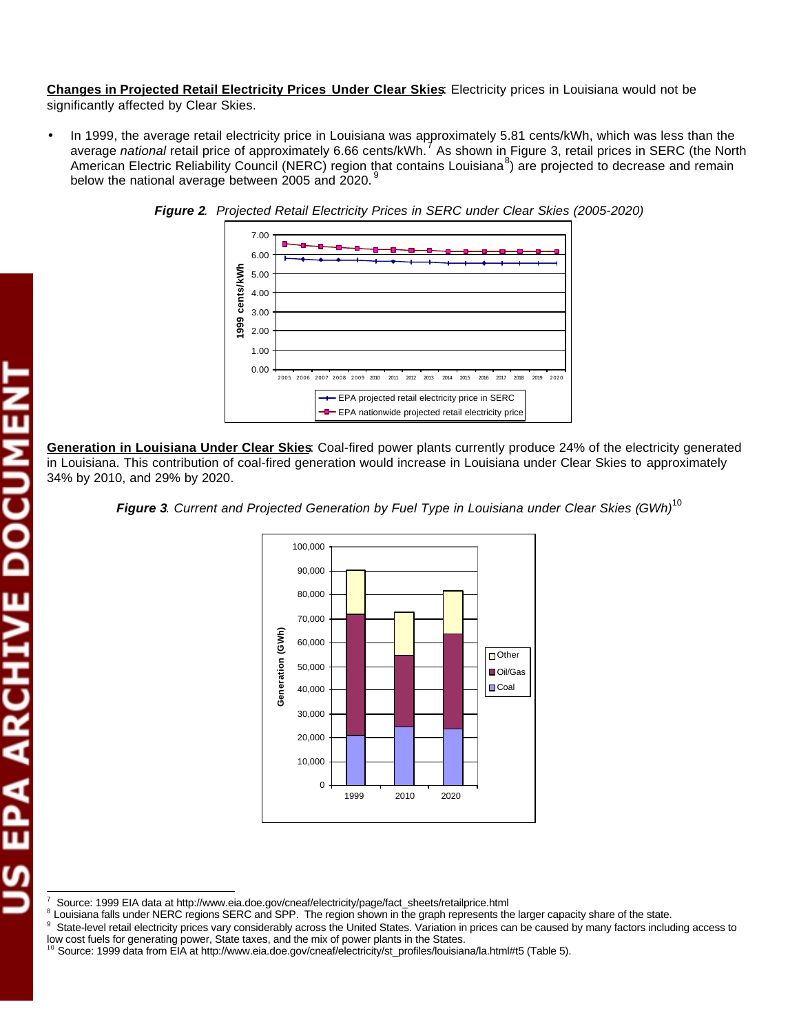**Changes in Projected Retail Electricity Prices Under Clear Skies**: Electricity prices in Louisiana would not be significantly affected by Clear Skies.

- In 1999, the average retail electricity price in Louisiana was approximately 5.81 cents/kWh, which was less than the average *national* retail price of approximately 6.66 cents/kWh.[7] As shown in Figure 3, retail prices in SERC (the North American Electric Reliability Council (NERC) region that contains Louisiana[8]) are projected to decrease and remain below the national average between 2005 and 2020.[9]

***Figure 2**. Projected Retail Electricity Prices in SERC under Clear Skies (2005-2020)*

**Generation in Louisiana Under Clear Skies**: Coal-fired power plants currently produce 24% of the electricity generated in Louisiana. This contribution of coal-fired generation would increase in Louisiana under Clear Skies to approximately 34% by 2010, and 29% by 2020.

***Figure 3**. Current and Projected Generation by Fuel Type in Louisiana under Clear Skies (GWh)*[10]

---

[7] Source: 1999 EIA data at http://www.eia.doe.gov/cneaf/electricity/page/fact_sheets/retailprice.html

[8] Louisiana falls under NERC regions SERC and SPP. The region shown in the graph represents the larger capacity share of the state.

[9] State-level retail electricity prices vary considerably across the United States. Variation in prices can be caused by many factors including access to low cost fuels for generating power, State taxes, and the mix of power plants in the States.

[10] Source: 1999 data from EIA at http://www.eia.doe.gov/cneaf/electricity/st_profiles/louisiana/la.html#t5 (Table 5).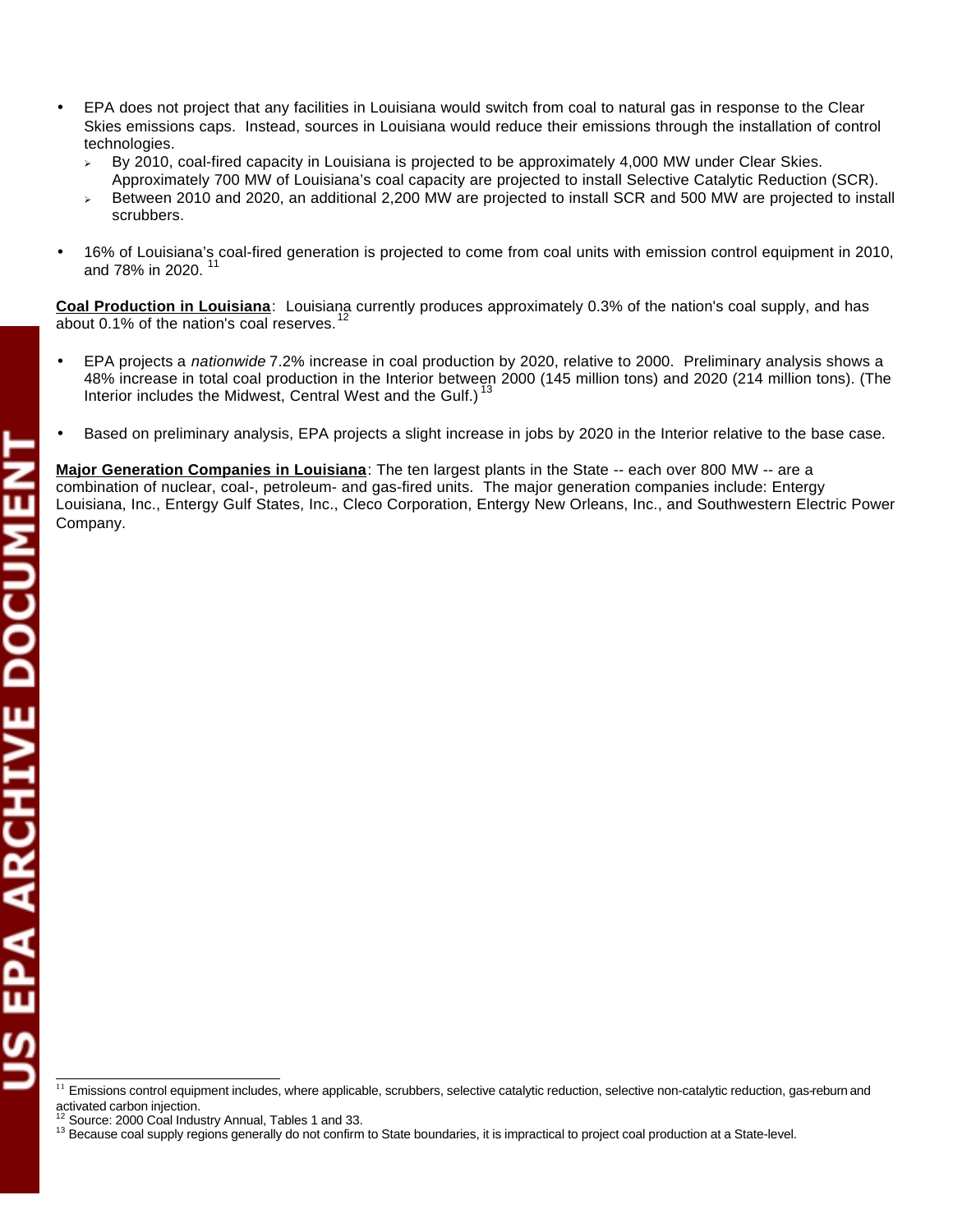- EPA does not project that any facilities in Louisiana would switch from coal to natural gas in response to the Clear Skies emissions caps. Instead, sources in Louisiana would reduce their emissions through the installation of control technologies.
  - By 2010, coal-fired capacity in Louisiana is projected to be approximately 4,000 MW under Clear Skies. Approximately 700 MW of Louisiana's coal capacity are projected to install Selective Catalytic Reduction (SCR).
  - Between 2010 and 2020, an additional 2,200 MW are projected to install SCR and 500 MW are projected to install scrubbers.

- 16% of Louisiana's coal-fired generation is projected to come from coal units with emission control equipment in 2010, and 78% in 2020. [11]

**Coal Production in Louisiana**: Louisiana currently produces approximately 0.3% of the nation's coal supply, and has about 0.1% of the nation's coal reserves. [12]

- EPA projects a *nationwide* 7.2% increase in coal production by 2020, relative to 2000. Preliminary analysis shows a 48% increase in total coal production in the Interior between 2000 (145 million tons) and 2020 (214 million tons). (The Interior includes the Midwest, Central West and the Gulf.) [13]

- Based on preliminary analysis, EPA projects a slight increase in jobs by 2020 in the Interior relative to the base case.

**Major Generation Companies in Louisiana**: The ten largest plants in the State -- each over 800 MW -- are a combination of nuclear, coal-, petroleum- and gas-fired units. The major generation companies include: Entergy Louisiana, Inc., Entergy Gulf States, Inc., Cleco Corporation, Entergy New Orleans, Inc., and Southwestern Electric Power Company.

---

[11] Emissions control equipment includes, where applicable, scrubbers, selective catalytic reduction, selective non-catalytic reduction, gas-reburn and activated carbon injection.

[12] Source: 2000 Coal Industry Annual, Tables 1 and 33.

[13] Because coal supply regions generally do not confirm to State boundaries, it is impractical to project coal production at a State-level.